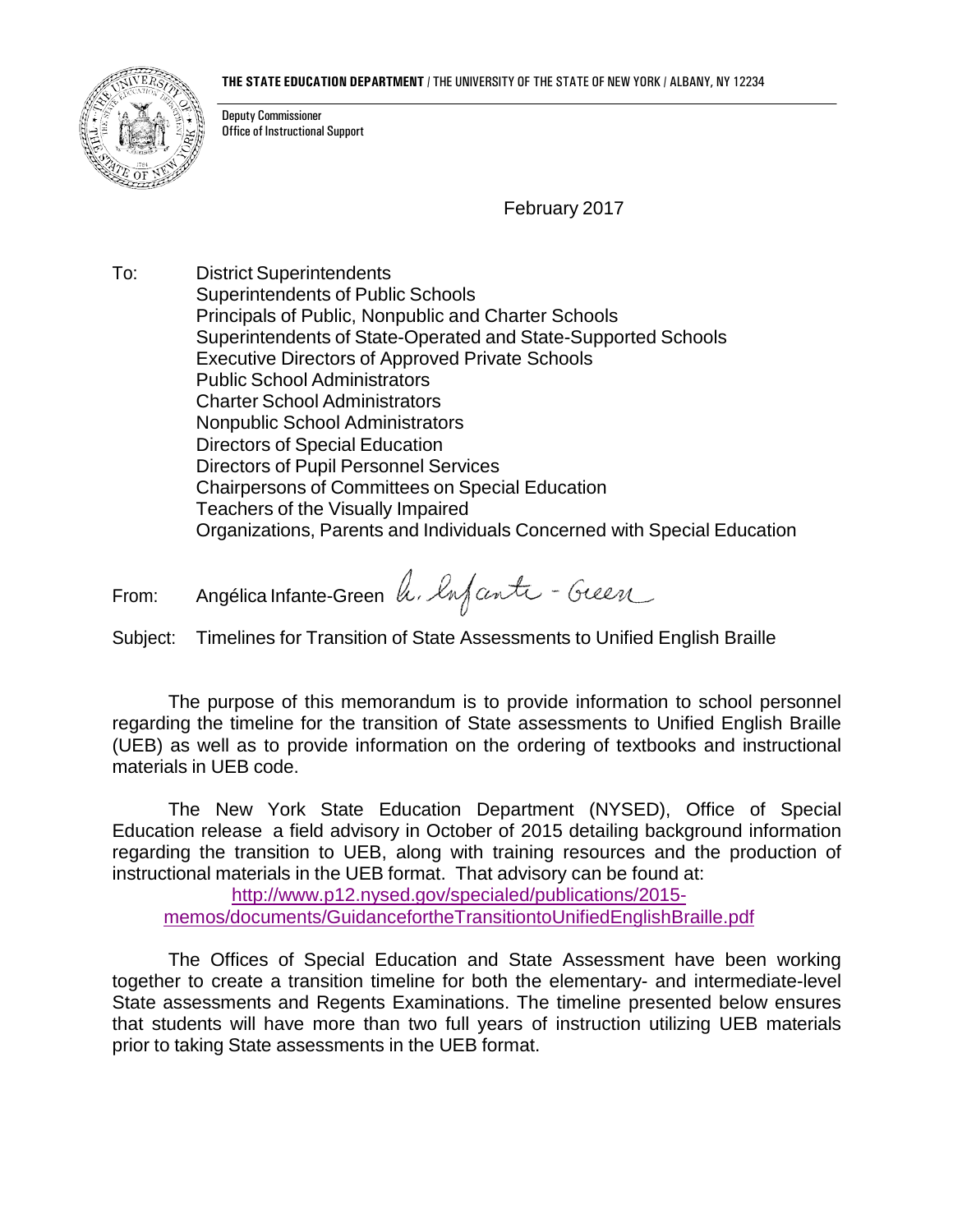**THE STATE EDUCATION DEPARTMENT** / THE UNIVERSITY OF THE STATE OF NEW YORK / ALBANY, NY 12234

Deputy Commissioner
Office of Instructional Support

February 2017

To: District Superintendents
Superintendents of Public Schools
Principals of Public, Nonpublic and Charter Schools
Superintendents of State-Operated and State-Supported Schools
Executive Directors of Approved Private Schools
Public School Administrators
Charter School Administrators
Nonpublic School Administrators
Directors of Special Education
Directors of Pupil Personnel Services
Chairpersons of Committees on Special Education
Teachers of the Visually Impaired
Organizations, Parents and Individuals Concerned with Special Education

From: Angélica Infante-Green

Subject: Timelines for Transition of State Assessments to Unified English Braille

The purpose of this memorandum is to provide information to school personnel regarding the timeline for the transition of State assessments to Unified English Braille (UEB) as well as to provide information on the ordering of textbooks and instructional materials in UEB code.

The New York State Education Department (NYSED), Office of Special Education release a field advisory in October of 2015 detailing background information regarding the transition to UEB, along with training resources and the production of instructional materials in the UEB format. That advisory can be found at:
http://www.p12.nysed.gov/specialed/publications/2015-memos/documents/GuidancefortheTransitiontoUnifiedEnglishBraille.pdf

The Offices of Special Education and State Assessment have been working together to create a transition timeline for both the elementary- and intermediate-level State assessments and Regents Examinations. The timeline presented below ensures that students will have more than two full years of instruction utilizing UEB materials prior to taking State assessments in the UEB format.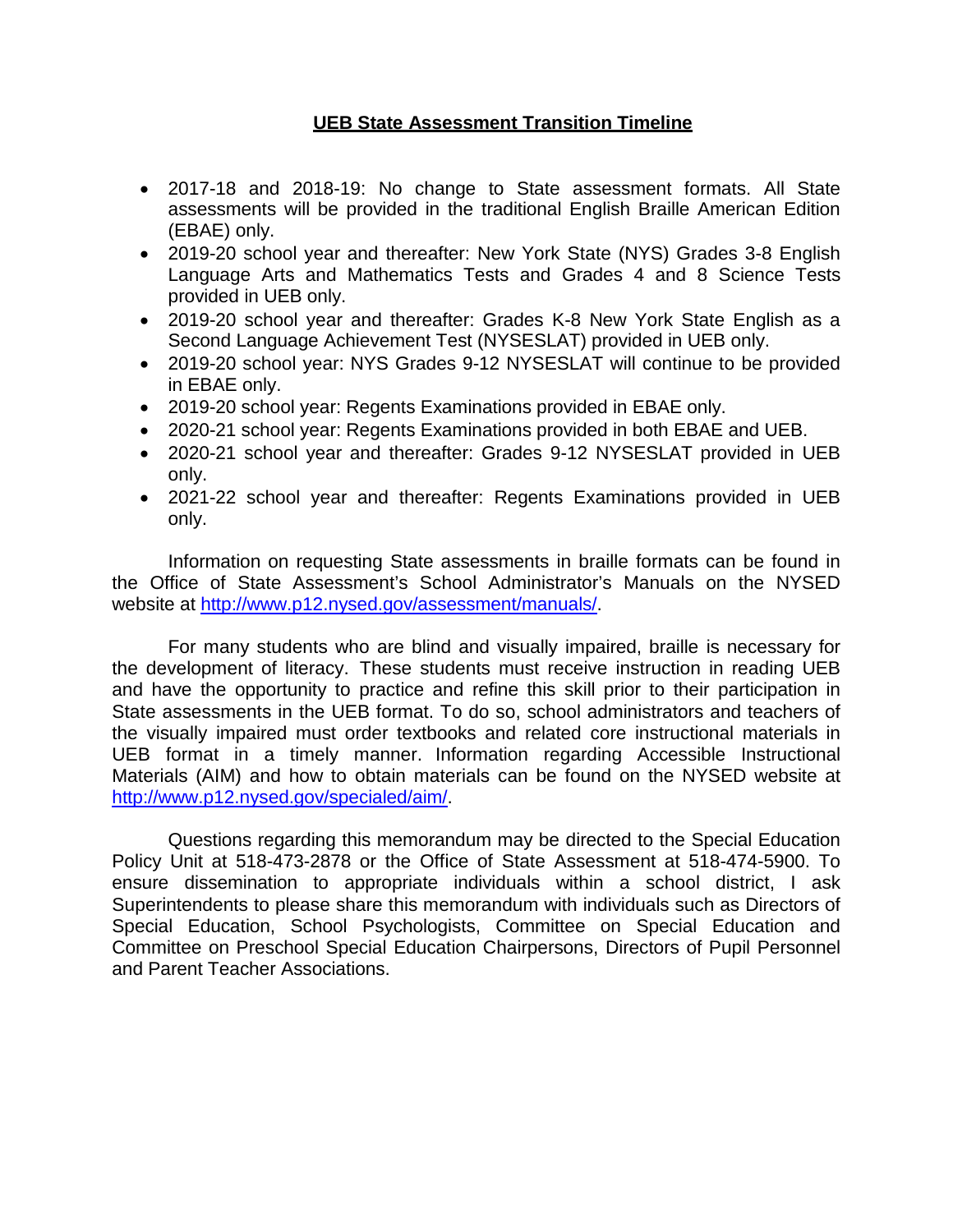## UEB State Assessment Transition Timeline

- 2017-18 and 2018-19: No change to State assessment formats. All State assessments will be provided in the traditional English Braille American Edition (EBAE) only.
- 2019-20 school year and thereafter: New York State (NYS) Grades 3-8 English Language Arts and Mathematics Tests and Grades 4 and 8 Science Tests provided in UEB only.
- 2019-20 school year and thereafter: Grades K-8 New York State English as a Second Language Achievement Test (NYSESLAT) provided in UEB only.
- 2019-20 school year: NYS Grades 9-12 NYSESLAT will continue to be provided in EBAE only.
- 2019-20 school year: Regents Examinations provided in EBAE only.
- 2020-21 school year: Regents Examinations provided in both EBAE and UEB.
- 2020-21 school year and thereafter: Grades 9-12 NYSESLAT provided in UEB only.
- 2021-22 school year and thereafter: Regents Examinations provided in UEB only.

Information on requesting State assessments in braille formats can be found in the Office of State Assessment's School Administrator's Manuals on the NYSED website at http://www.p12.nysed.gov/assessment/manuals/.

For many students who are blind and visually impaired, braille is necessary for the development of literacy. These students must receive instruction in reading UEB and have the opportunity to practice and refine this skill prior to their participation in State assessments in the UEB format. To do so, school administrators and teachers of the visually impaired must order textbooks and related core instructional materials in UEB format in a timely manner. Information regarding Accessible Instructional Materials (AIM) and how to obtain materials can be found on the NYSED website at http://www.p12.nysed.gov/specialed/aim/.

Questions regarding this memorandum may be directed to the Special Education Policy Unit at 518-473-2878 or the Office of State Assessment at 518-474-5900. To ensure dissemination to appropriate individuals within a school district, I ask Superintendents to please share this memorandum with individuals such as Directors of Special Education, School Psychologists, Committee on Special Education and Committee on Preschool Special Education Chairpersons, Directors of Pupil Personnel and Parent Teacher Associations.